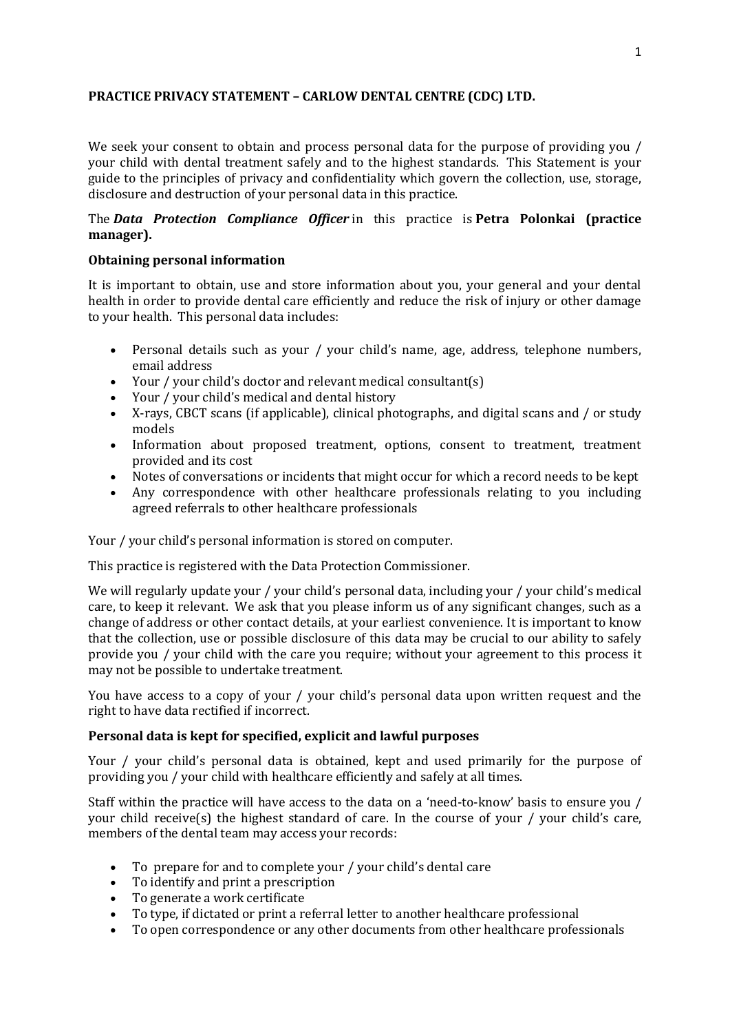**PRACTICE PRIVACY STATEMENT – CARLOW DENTAL CENTRE (CDC) LTD.**

We seek your consent to obtain and process personal data for the purpose of providing you / your child with dental treatment safely and to the highest standards. This Statement is your guide to the principles of privacy and confidentiality which govern the collection, use, storage, disclosure and destruction of your personal data in this practice.

The ***Data Protection Compliance Officer*** in this practice is **Petra Polonkai (practice manager).**

**Obtaining personal information**

It is important to obtain, use and store information about you, your general and your dental health in order to provide dental care efficiently and reduce the risk of injury or other damage to your health. This personal data includes:

- Personal details such as your / your child's name, age, address, telephone numbers, email address
- Your / your child's doctor and relevant medical consultant(s)
- Your / your child's medical and dental history
- X-rays, CBCT scans (if applicable), clinical photographs, and digital scans and / or study models
- Information about proposed treatment, options, consent to treatment, treatment provided and its cost
- Notes of conversations or incidents that might occur for which a record needs to be kept
- Any correspondence with other healthcare professionals relating to you including agreed referrals to other healthcare professionals

Your / your child's personal information is stored on computer.

This practice is registered with the Data Protection Commissioner.

We will regularly update your / your child's personal data, including your / your child's medical care, to keep it relevant. We ask that you please inform us of any significant changes, such as a change of address or other contact details, at your earliest convenience. It is important to know that the collection, use or possible disclosure of this data may be crucial to our ability to safely provide you / your child with the care you require; without your agreement to this process it may not be possible to undertake treatment.

You have access to a copy of your / your child's personal data upon written request and the right to have data rectified if incorrect.

**Personal data is kept for specified, explicit and lawful purposes**

Your / your child's personal data is obtained, kept and used primarily for the purpose of providing you / your child with healthcare efficiently and safely at all times.

Staff within the practice will have access to the data on a 'need-to-know' basis to ensure you / your child receive(s) the highest standard of care. In the course of your / your child's care, members of the dental team may access your records:

- To prepare for and to complete your / your child's dental care
- To identify and print a prescription
- To generate a work certificate
- To type, if dictated or print a referral letter to another healthcare professional
- To open correspondence or any other documents from other healthcare professionals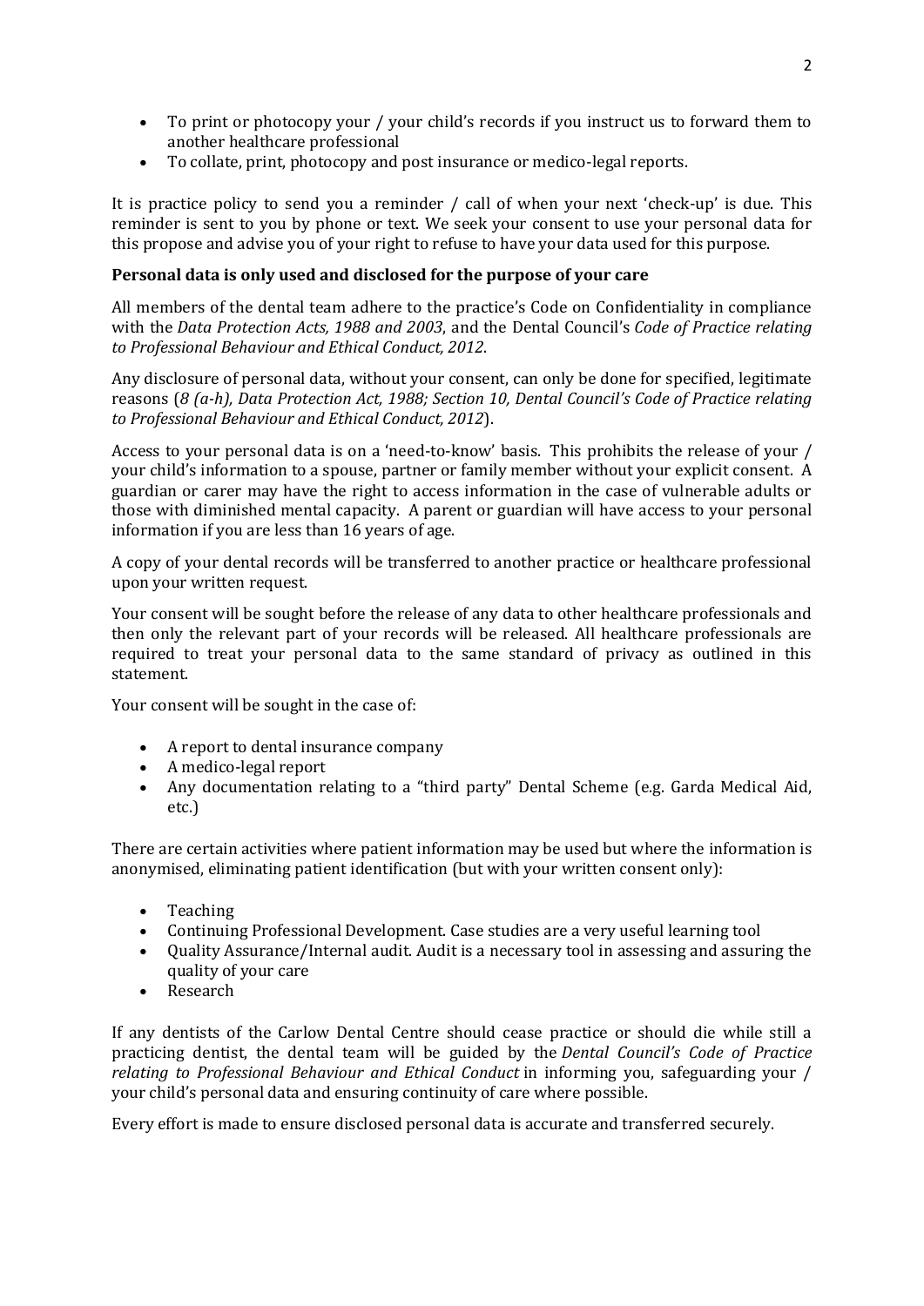- To print or photocopy your / your child's records if you instruct us to forward them to another healthcare professional
- To collate, print, photocopy and post insurance or medico-legal reports.

It is practice policy to send you a reminder / call of when your next 'check-up' is due. This reminder is sent to you by phone or text. We seek your consent to use your personal data for this propose and advise you of your right to refuse to have your data used for this purpose.

**Personal data is only used and disclosed for the purpose of your care**

All members of the dental team adhere to the practice's Code on Confidentiality in compliance with the *Data Protection Acts, 1988 and 2003*, and the Dental Council's *Code of Practice relating to Professional Behaviour and Ethical Conduct, 2012*.

Any disclosure of personal data, without your consent, can only be done for specified, legitimate reasons (*8 (a-h), Data Protection Act, 1988; Section 10, Dental Council's Code of Practice relating to Professional Behaviour and Ethical Conduct, 2012*).

Access to your personal data is on a 'need-to-know' basis. This prohibits the release of your / your child's information to a spouse, partner or family member without your explicit consent. A guardian or carer may have the right to access information in the case of vulnerable adults or those with diminished mental capacity. A parent or guardian will have access to your personal information if you are less than 16 years of age.

A copy of your dental records will be transferred to another practice or healthcare professional upon your written request.

Your consent will be sought before the release of any data to other healthcare professionals and then only the relevant part of your records will be released. All healthcare professionals are required to treat your personal data to the same standard of privacy as outlined in this statement.

Your consent will be sought in the case of:

- A report to dental insurance company
- A medico-legal report
- Any documentation relating to a "third party" Dental Scheme (e.g. Garda Medical Aid, etc.)

There are certain activities where patient information may be used but where the information is anonymised, eliminating patient identification (but with your written consent only):

- Teaching
- Continuing Professional Development. Case studies are a very useful learning tool
- Quality Assurance/Internal audit. Audit is a necessary tool in assessing and assuring the quality of your care
- Research

If any dentists of the Carlow Dental Centre should cease practice or should die while still a practicing dentist, the dental team will be guided by the *Dental Council's Code of Practice relating to Professional Behaviour and Ethical Conduct* in informing you, safeguarding your / your child's personal data and ensuring continuity of care where possible.

Every effort is made to ensure disclosed personal data is accurate and transferred securely.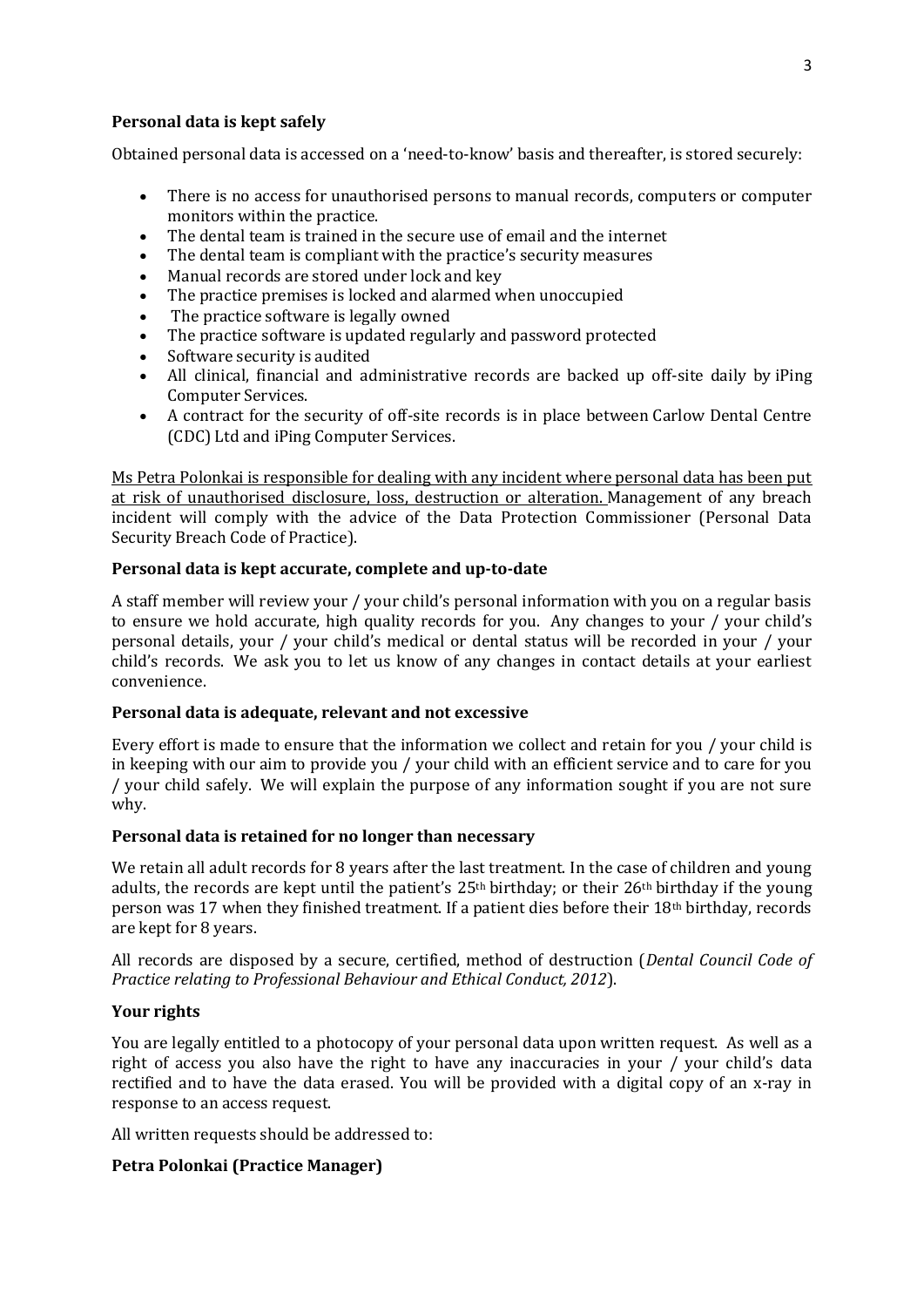**Personal data is kept safely**

Obtained personal data is accessed on a 'need-to-know' basis and thereafter, is stored securely:

- There is no access for unauthorised persons to manual records, computers or computer monitors within the practice.
- The dental team is trained in the secure use of email and the internet
- The dental team is compliant with the practice's security measures
- Manual records are stored under lock and key
- The practice premises is locked and alarmed when unoccupied
- The practice software is legally owned
- The practice software is updated regularly and password protected
- Software security is audited
- All clinical, financial and administrative records are backed up off-site daily by iPing Computer Services.
- A contract for the security of off-site records is in place between Carlow Dental Centre (CDC) Ltd and iPing Computer Services.

<u>Ms Petra Polonkai is responsible for dealing with any incident where personal data has been put at risk of unauthorised disclosure, loss, destruction or alteration.</u> Management of any breach incident will comply with the advice of the Data Protection Commissioner (Personal Data Security Breach Code of Practice).

**Personal data is kept accurate, complete and up-to-date**

A staff member will review your / your child's personal information with you on a regular basis to ensure we hold accurate, high quality records for you. Any changes to your / your child's personal details, your / your child's medical or dental status will be recorded in your / your child's records. We ask you to let us know of any changes in contact details at your earliest convenience.

**Personal data is adequate, relevant and not excessive**

Every effort is made to ensure that the information we collect and retain for you / your child is in keeping with our aim to provide you / your child with an efficient service and to care for you / your child safely. We will explain the purpose of any information sought if you are not sure why.

**Personal data is retained for no longer than necessary**

We retain all adult records for 8 years after the last treatment. In the case of children and young adults, the records are kept until the patient's 25th birthday; or their 26th birthday if the young person was 17 when they finished treatment. If a patient dies before their 18th birthday, records are kept for 8 years.

All records are disposed by a secure, certified, method of destruction (*Dental Council Code of Practice relating to Professional Behaviour and Ethical Conduct, 2012*).

**Your rights**

You are legally entitled to a photocopy of your personal data upon written request. As well as a right of access you also have the right to have any inaccuracies in your / your child's data rectified and to have the data erased. You will be provided with a digital copy of an x-ray in response to an access request.

All written requests should be addressed to:

**Petra Polonkai (Practice Manager)**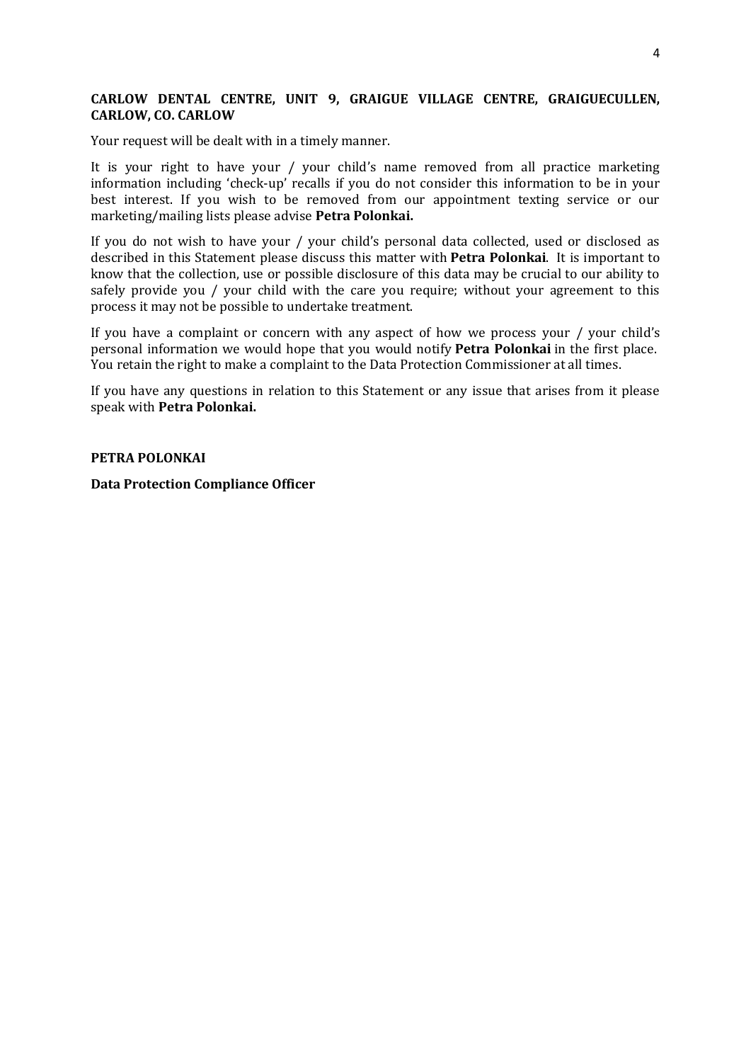**CARLOW DENTAL CENTRE, UNIT 9, GRAIGUE VILLAGE CENTRE, GRAIGUECULLEN, CARLOW, CO. CARLOW**

Your request will be dealt with in a timely manner.

It is your right to have your / your child's name removed from all practice marketing information including 'check-up' recalls if you do not consider this information to be in your best interest. If you wish to be removed from our appointment texting service or our marketing/mailing lists please advise **Petra Polonkai.**

If you do not wish to have your / your child's personal data collected, used or disclosed as described in this Statement please discuss this matter with **Petra Polonkai**. It is important to know that the collection, use or possible disclosure of this data may be crucial to our ability to safely provide you / your child with the care you require; without your agreement to this process it may not be possible to undertake treatment.

If you have a complaint or concern with any aspect of how we process your / your child's personal information we would hope that you would notify **Petra Polonkai** in the first place. You retain the right to make a complaint to the Data Protection Commissioner at all times.

If you have any questions in relation to this Statement or any issue that arises from it please speak with **Petra Polonkai.**

**PETRA POLONKAI**

**Data Protection Compliance Officer**